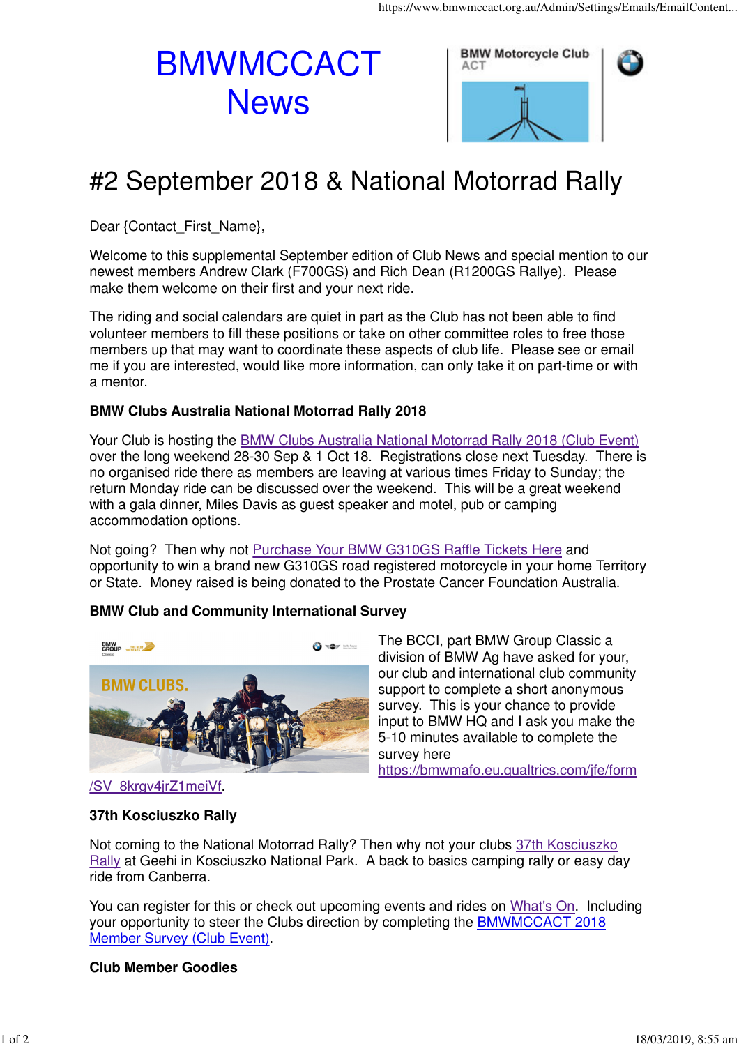# BMWMCCACT News

## #2 September 2018 & National Motorrad Rally

Dear {Contact_First_Name},

Welcome to this supplemental September edition of Club News and special mention to our newest members Andrew Clark (F700GS) and Rich Dean (R1200GS Rallye). Please make them welcome on their first and your next ride.

The riding and social calendars are quiet in part as the Club has not been able to find volunteer members to fill these positions or take on other committee roles to free those members up that may want to coordinate these aspects of club life. Please see or email me if you are interested, would like more information, can only take it on part-time or with a mentor.

**BMW Clubs Australia National Motorrad Rally 2018**

Your Club is hosting the BMW Clubs Australia National Motorrad Rally 2018 (Club Event) over the long weekend 28-30 Sep & 1 Oct 18. Registrations close next Tuesday. There is no organised ride there as members are leaving at various times Friday to Sunday; the return Monday ride can be discussed over the weekend. This will be a great weekend with a gala dinner, Miles Davis as guest speaker and motel, pub or camping accommodation options.

Not going? Then why not Purchase Your BMW G310GS Raffle Tickets Here and opportunity to win a brand new G310GS road registered motorcycle in your home Territory or State. Money raised is being donated to the Prostate Cancer Foundation Australia.

**BMW Club and Community International Survey**

The BCCI, part BMW Group Classic a division of BMW Ag have asked for your, our club and international club community support to complete a short anonymous survey. This is your chance to provide input to BMW HQ and I ask you make the 5-10 minutes available to complete the survey here https://bmwmafo.eu.qualtrics.com/jfe/form/SV_8krgv4jrZ1meiVf.

**37th Kosciuszko Rally**

Not coming to the National Motorrad Rally? Then why not your clubs 37th Kosciuszko Rally at Geehi in Kosciuszko National Park. A back to basics camping rally or easy day ride from Canberra.

You can register for this or check out upcoming events and rides on What's On. Including your opportunity to steer the Clubs direction by completing the BMWMCCACT 2018 Member Survey (Club Event).

**Club Member Goodies**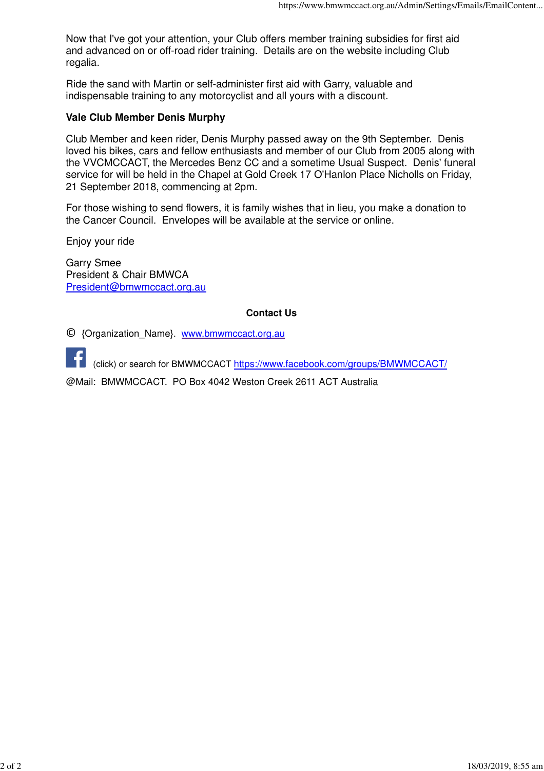Now that I've got your attention, your Club offers member training subsidies for first aid and advanced on or off-road rider training. Details are on the website including Club regalia.

Ride the sand with Martin or self-administer first aid with Garry, valuable and indispensable training to any motorcyclist and all yours with a discount.

**Vale Club Member Denis Murphy**

Club Member and keen rider, Denis Murphy passed away on the 9th September. Denis loved his bikes, cars and fellow enthusiasts and member of our Club from 2005 along with the VVCMCCACT, the Mercedes Benz CC and a sometime Usual Suspect. Denis' funeral service for will be held in the Chapel at Gold Creek 17 O'Hanlon Place Nicholls on Friday, 21 September 2018, commencing at 2pm.

For those wishing to send flowers, it is family wishes that in lieu, you make a donation to the Cancer Council. Envelopes will be available at the service or online.

Enjoy your ride

Garry Smee
President & Chair BMWCA
President@bmwmccact.org.au

**Contact Us**

© {Organization_Name}. www.bmwmccact.org.au

(click) or search for BMWMCCACT https://www.facebook.com/groups/BMWMCCACT/

@Mail: BMWMCCACT. PO Box 4042 Weston Creek 2611 ACT Australia